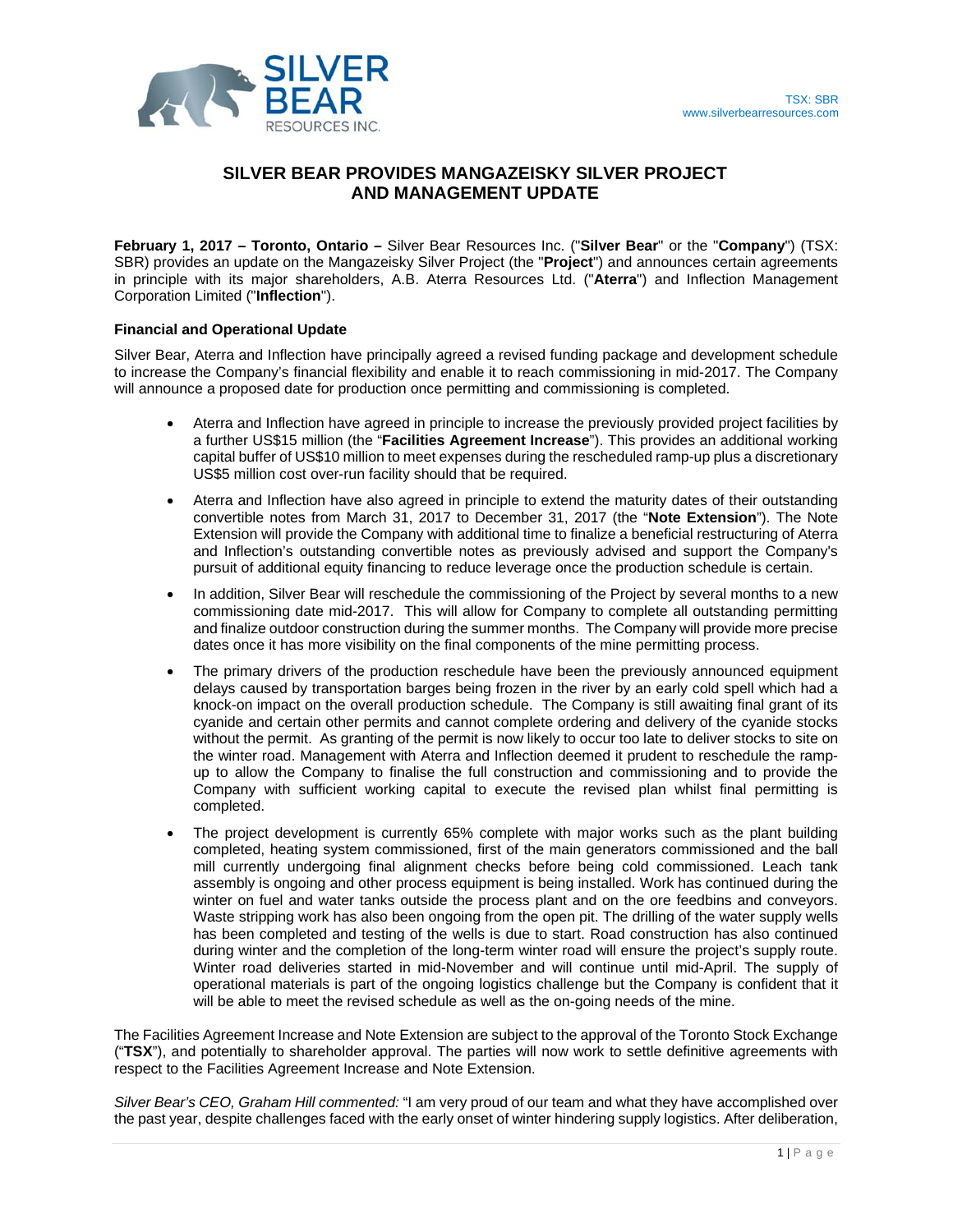SILVER BEAR RESOURCES INC.

TSX: SBR
www.silverbearresources.com

# SILVER BEAR PROVIDES MANGAZEISKY SILVER PROJECT AND MANAGEMENT UPDATE

**February 1, 2017 – Toronto, Ontario –** Silver Bear Resources Inc. ("**Silver Bear**" or the "**Company**") (TSX: SBR) provides an update on the Mangazeisky Silver Project (the "**Project**") and announces certain agreements in principle with its major shareholders, A.B. Aterra Resources Ltd. ("**Aterra**") and Inflection Management Corporation Limited ("**Inflection**").

### Financial and Operational Update

Silver Bear, Aterra and Inflection have principally agreed a revised funding package and development schedule to increase the Company's financial flexibility and enable it to reach commissioning in mid-2017. The Company will announce a proposed date for production once permitting and commissioning is completed.

- Aterra and Inflection have agreed in principle to increase the previously provided project facilities by a further US$15 million (the "**Facilities Agreement Increase**"). This provides an additional working capital buffer of US$10 million to meet expenses during the rescheduled ramp-up plus a discretionary US$5 million cost over-run facility should that be required.
- Aterra and Inflection have also agreed in principle to extend the maturity dates of their outstanding convertible notes from March 31, 2017 to December 31, 2017 (the "**Note Extension**"). The Note Extension will provide the Company with additional time to finalize a beneficial restructuring of Aterra and Inflection's outstanding convertible notes as previously advised and support the Company's pursuit of additional equity financing to reduce leverage once the production schedule is certain.
- In addition, Silver Bear will reschedule the commissioning of the Project by several months to a new commissioning date mid-2017. This will allow for Company to complete all outstanding permitting and finalize outdoor construction during the summer months. The Company will provide more precise dates once it has more visibility on the final components of the mine permitting process.
- The primary drivers of the production reschedule have been the previously announced equipment delays caused by transportation barges being frozen in the river by an early cold spell which had a knock-on impact on the overall production schedule. The Company is still awaiting final grant of its cyanide and certain other permits and cannot complete ordering and delivery of the cyanide stocks without the permit. As granting of the permit is now likely to occur too late to deliver stocks to site on the winter road. Management with Aterra and Inflection deemed it prudent to reschedule the ramp-up to allow the Company to finalise the full construction and commissioning and to provide the Company with sufficient working capital to execute the revised plan whilst final permitting is completed.
- The project development is currently 65% complete with major works such as the plant building completed, heating system commissioned, first of the main generators commissioned and the ball mill currently undergoing final alignment checks before being cold commissioned. Leach tank assembly is ongoing and other process equipment is being installed. Work has continued during the winter on fuel and water tanks outside the process plant and on the ore feedbins and conveyors. Waste stripping work has also been ongoing from the open pit. The drilling of the water supply wells has been completed and testing of the wells is due to start. Road construction has also continued during winter and the completion of the long-term winter road will ensure the project's supply route. Winter road deliveries started in mid-November and will continue until mid-April. The supply of operational materials is part of the ongoing logistics challenge but the Company is confident that it will be able to meet the revised schedule as well as the on-going needs of the mine.

The Facilities Agreement Increase and Note Extension are subject to the approval of the Toronto Stock Exchange ("**TSX**"), and potentially to shareholder approval. The parties will now work to settle definitive agreements with respect to the Facilities Agreement Increase and Note Extension.

*Silver Bear's CEO, Graham Hill commented:* "I am very proud of our team and what they have accomplished over the past year, despite challenges faced with the early onset of winter hindering supply logistics. After deliberation,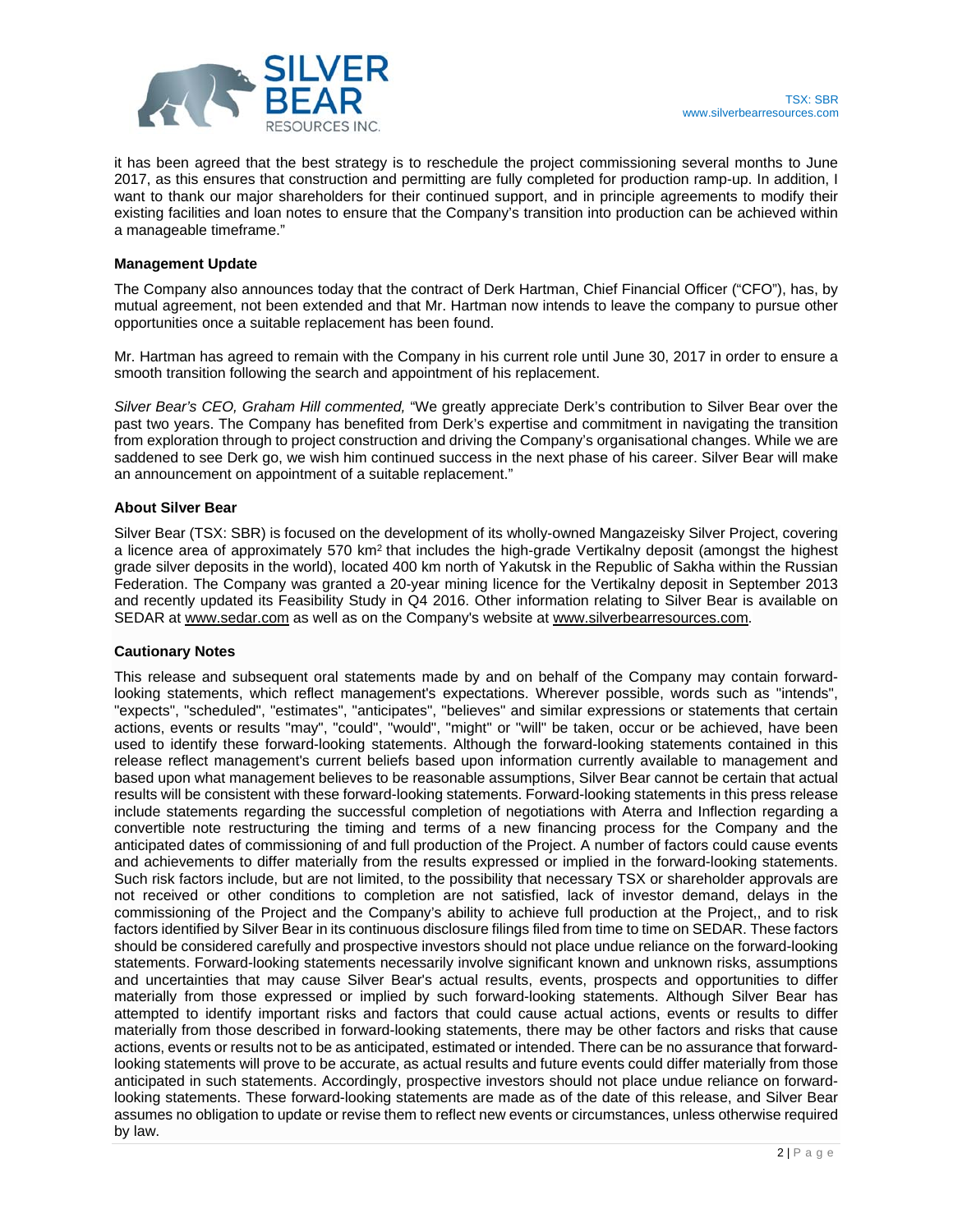it has been agreed that the best strategy is to reschedule the project commissioning several months to June 2017, as this ensures that construction and permitting are fully completed for production ramp-up. In addition, I want to thank our major shareholders for their continued support, and in principle agreements to modify their existing facilities and loan notes to ensure that the Company's transition into production can be achieved within a manageable timeframe."

**Management Update**

The Company also announces today that the contract of Derk Hartman, Chief Financial Officer ("CFO"), has, by mutual agreement, not been extended and that Mr. Hartman now intends to leave the company to pursue other opportunities once a suitable replacement has been found.

Mr. Hartman has agreed to remain with the Company in his current role until June 30, 2017 in order to ensure a smooth transition following the search and appointment of his replacement.

*Silver Bear's CEO, Graham Hill commented,* "We greatly appreciate Derk's contribution to Silver Bear over the past two years. The Company has benefited from Derk's expertise and commitment in navigating the transition from exploration through to project construction and driving the Company's organisational changes. While we are saddened to see Derk go, we wish him continued success in the next phase of his career. Silver Bear will make an announcement on appointment of a suitable replacement."

**About Silver Bear**

Silver Bear (TSX: SBR) is focused on the development of its wholly-owned Mangazeisky Silver Project, covering a licence area of approximately 570 km² that includes the high-grade Vertikalny deposit (amongst the highest grade silver deposits in the world), located 400 km north of Yakutsk in the Republic of Sakha within the Russian Federation. The Company was granted a 20-year mining licence for the Vertikalny deposit in September 2013 and recently updated its Feasibility Study in Q4 2016. Other information relating to Silver Bear is available on SEDAR at www.sedar.com as well as on the Company's website at www.silverbearresources.com.

**Cautionary Notes**

This release and subsequent oral statements made by and on behalf of the Company may contain forward-looking statements, which reflect management's expectations. Wherever possible, words such as "intends", "expects", "scheduled", "estimates", "anticipates", "believes" and similar expressions or statements that certain actions, events or results "may", "could", "would", "might" or "will" be taken, occur or be achieved, have been used to identify these forward-looking statements. Although the forward-looking statements contained in this release reflect management's current beliefs based upon information currently available to management and based upon what management believes to be reasonable assumptions, Silver Bear cannot be certain that actual results will be consistent with these forward-looking statements. Forward-looking statements in this press release include statements regarding the successful completion of negotiations with Aterra and Inflection regarding a convertible note restructuring the timing and terms of a new financing process for the Company and the anticipated dates of commissioning of and full production of the Project. A number of factors could cause events and achievements to differ materially from the results expressed or implied in the forward-looking statements. Such risk factors include, but are not limited, to the possibility that necessary TSX or shareholder approvals are not received or other conditions to completion are not satisfied, lack of investor demand, delays in the commissioning of the Project and the Company's ability to achieve full production at the Project,, and to risk factors identified by Silver Bear in its continuous disclosure filings filed from time to time on SEDAR. These factors should be considered carefully and prospective investors should not place undue reliance on the forward-looking statements. Forward-looking statements necessarily involve significant known and unknown risks, assumptions and uncertainties that may cause Silver Bear's actual results, events, prospects and opportunities to differ materially from those expressed or implied by such forward-looking statements. Although Silver Bear has attempted to identify important risks and factors that could cause actual actions, events or results to differ materially from those described in forward-looking statements, there may be other factors and risks that cause actions, events or results not to be as anticipated, estimated or intended. There can be no assurance that forward-looking statements will prove to be accurate, as actual results and future events could differ materially from those anticipated in such statements. Accordingly, prospective investors should not place undue reliance on forward-looking statements. These forward-looking statements are made as of the date of this release, and Silver Bear assumes no obligation to update or revise them to reflect new events or circumstances, unless otherwise required by law.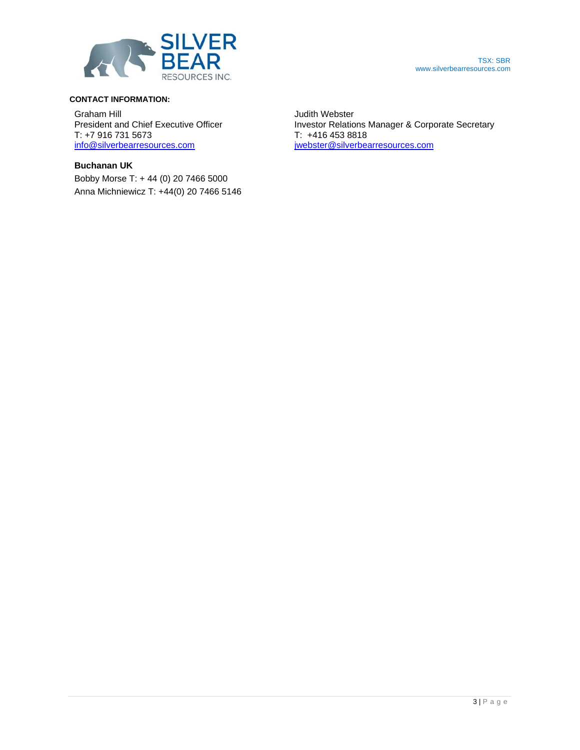**CONTACT INFORMATION:**

Graham Hill
President and Chief Executive Officer
T: +7 916 731 5673
info@silverbearresources.com

Judith Webster
Investor Relations Manager & Corporate Secretary
T: +416 453 8818
jwebster@silverbearresources.com

**Buchanan UK**

Bobby Morse T: + 44 (0) 20 7466 5000
Anna Michniewicz T: +44(0) 20 7466 5146